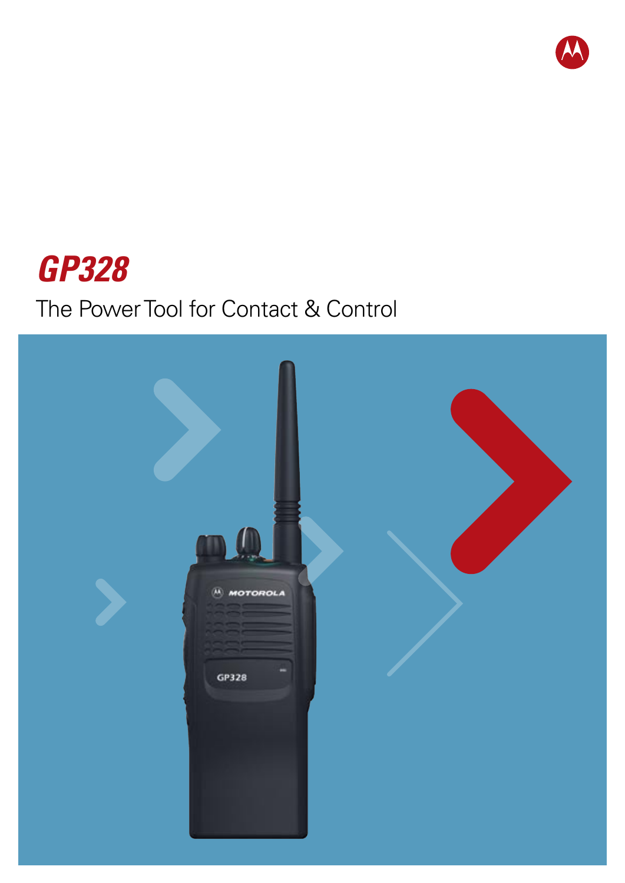# GP328

The Power Tool for Contact & Control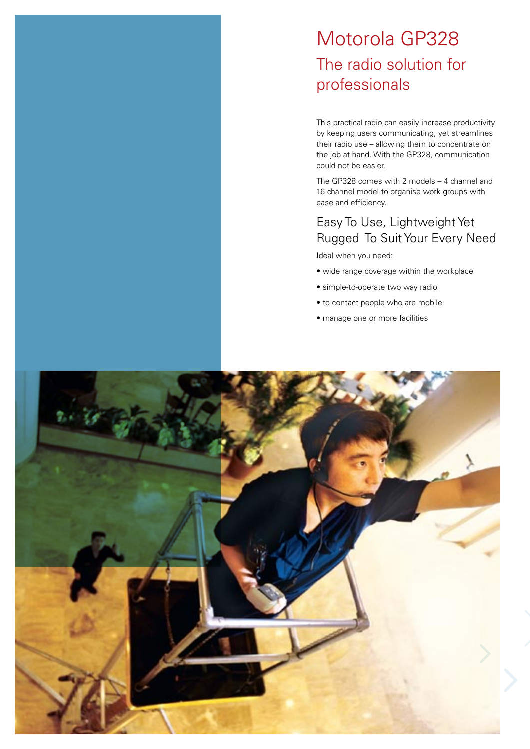# Motorola GP328

## The radio solution for professionals

This practical radio can easily increase productivity by keeping users communicating, yet streamlines their radio use – allowing them to concentrate on the job at hand. With the GP328, communication could not be easier.

The GP328 comes with 2 models – 4 channel and 16 channel model to organise work groups with ease and efficiency.

## Easy To Use, Lightweight Yet Rugged To Suit Your Every Need

Ideal when you need:

- wide range coverage within the workplace
- simple-to-operate two way radio
- to contact people who are mobile
- manage one or more facilities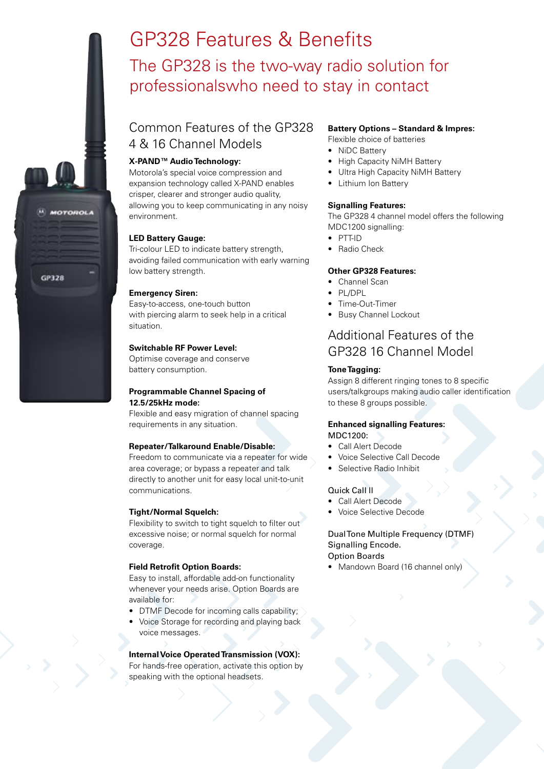# GP328 Features & Benefits

## The GP328 is the two-way radio solution for professionalswho need to stay in contact

### Common Features of the GP328 4 & 16 Channel Models

**X-PAND™ Audio Technology:**
Motorola's special voice compression and expansion technology called X-PAND enables crisper, clearer and stronger audio quality, allowing you to keep communicating in any noisy environment.

**LED Battery Gauge:**
Tri-colour LED to indicate battery strength, avoiding failed communication with early warning low battery strength.

**Emergency Siren:**
Easy-to-access, one-touch button with piercing alarm to seek help in a critical situation.

**Switchable RF Power Level:**
Optimise coverage and conserve battery consumption.

**Programmable Channel Spacing of 12.5/25kHz mode:**
Flexible and easy migration of channel spacing requirements in any situation.

**Repeater/Talkaround Enable/Disable:**
Freedom to communicate via a repeater for wide area coverage; or bypass a repeater and talk directly to another unit for easy local unit-to-unit communications.

**Tight/Normal Squelch:**
Flexibility to switch to tight squelch to filter out excessive noise; or normal squelch for normal coverage.

**Field Retrofit Option Boards:**
Easy to install, affordable add-on functionality whenever your needs arise. Option Boards are available for:

- DTMF Decode for incoming calls capability;
- Voice Storage for recording and playing back voice messages.

**Internal Voice Operated Transmission (VOX):**
For hands-free operation, activate this option by speaking with the optional headsets.

**Battery Options – Standard & Impres:**
Flexible choice of batteries

- NiDC Battery
- High Capacity NiMH Battery
- Ultra High Capacity NiMH Battery
- Lithium Ion Battery

**Signalling Features:**
The GP328 4 channel model offers the following MDC1200 signalling:

- PTT-ID
- Radio Check

**Other GP328 Features:**

- Channel Scan
- PL/DPL
- Time-Out-Timer
- Busy Channel Lockout

### Additional Features of the GP328 16 Channel Model

**Tone Tagging:**
Assign 8 different ringing tones to 8 specific users/talkgroups making audio caller identification to these 8 groups possible.

**Enhanced signalling Features:**
MDC1200:

- Call Alert Decode
- Voice Selective Call Decode
- Selective Radio Inhibit

Quick Call II

- Call Alert Decode
- Voice Selective Decode

Dual Tone Multiple Frequency (DTMF) Signalling Encode.
Option Boards

- Mandown Board (16 channel only)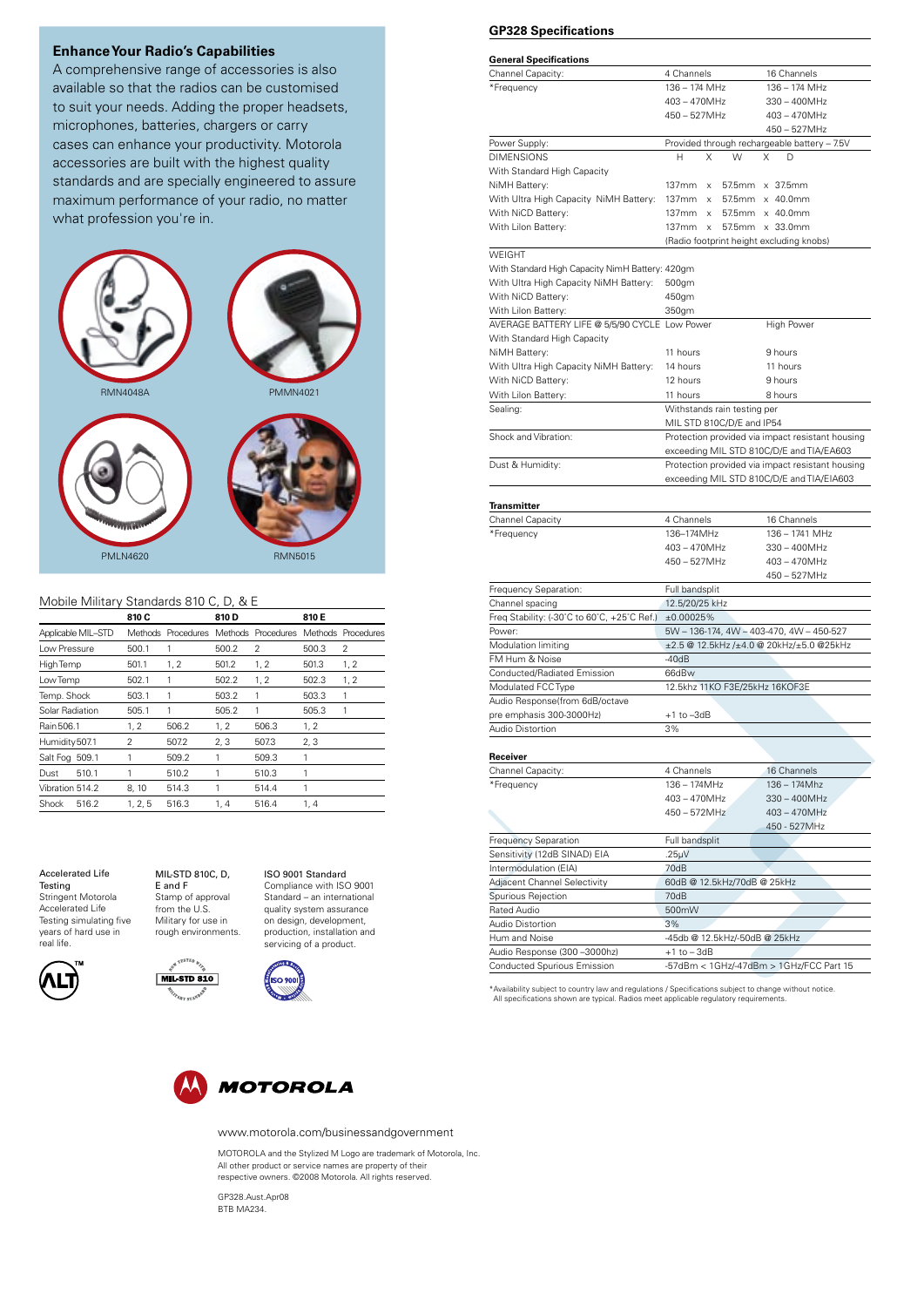## Enhance Your Radio's Capabilities

A comprehensive range of accessories is also available so that the radios can be customised to suit your needs. Adding the proper headsets, microphones, batteries, chargers or carry cases can enhance your productivity. Motorola accessories are built with the highest quality standards and are specially engineered to assure maximum performance of your radio, no matter what profession you're in.

RMN4048A

PMMN4021

PMLN4620

RMN5015

### Mobile Military Standards 810 C, D, & E

| | 810 C | | 810 D | | 810 E | |
|---|---|---|---|---|---|---|
| Applicable MIL–STD | Methods | Procedures | Methods | Procedures | Methods | Procedures |
| Low Pressure | 500.1 | 1 | 500.2 | 2 | 500.3 | 2 |
| High Temp | 501.1 | 1, 2 | 501.2 | 1, 2 | 501.3 | 1, 2 |
| Low Temp | 502.1 | 1 | 502.2 | 1, 2 | 502.3 | 1, 2 |
| Temp. Shock | 503.1 | 1 | 503.2 | 1 | 503.3 | 1 |
| Solar Radiation | 505.1 | 1 | 505.2 | 1 | 505.3 | 1 |
| Rain 506.1 | 1, 2 | 506.2 | 1, 2 | 506.3 | 1, 2 | |
| Humidity 507.1 | 2 | 507.2 | 2, 3 | 507.3 | 2, 3 | |
| Salt Fog 509.1 | 1 | 509.2 | 1 | 509.3 | 1 | |
| Dust 510.1 | 1 | 510.2 | 1 | 510.3 | 1 | |
| Vibration 514.2 | 8, 10 | 514.3 | 1 | 514.4 | 1 | |
| Shock 516.2 | 1, 2, 5 | 516.3 | 1, 4 | 516.4 | 1, 4 | |

**Accelerated Life Testing**
Stringent Motorola Accelerated Life Testing simulating five years of hard use in real life.

**MIL-STD 810C, D, E and F**
Stamp of approval from the U.S. Military for use in rough environments.

**ISO 9001 Standard**
Compliance with ISO 9001 Standard – an international quality system assurance on design, development, production, installation and servicing of a product.

## GP328 Specifications

### General Specifications

| | | |
|---|---|---|
| Channel Capacity: | 4 Channels | 16 Channels |
| *Frequency | 136 – 174 MHz | 136 – 174 MHz |
| | 403 – 470MHz | 330 – 400MHz |
| | 450 – 527MHz | 403 – 470MHz |
| | | 450 – 527MHz |
| Power Supply: | Provided through rechargeable battery – 7.5V | |
| DIMENSIONS | H X W X D | |
| With Standard High Capacity NiMH Battery: | 137mm x 57.5mm x 37.5mm | |
| With Ultra High Capacity NiMH Battery: | 137mm x 57.5mm x 40.0mm | |
| With NiCD Battery: | 137mm x 57.5mm x 40.0mm | |
| With LiIon Battery: | 137mm x 57.5mm x 33.0mm | |
| | (Radio footprint height excluding knobs) | |
| WEIGHT | | |
| With Standard High Capacity NimH Battery: | 420gm | |
| With Ultra High Capacity NiMH Battery: | 500gm | |
| With NiCD Battery: | 450gm | |
| With LiIon Battery: | 350gm | |
| AVERAGE BATTERY LIFE @ 5/5/90 CYCLE | Low Power | High Power |
| With Standard High Capacity NiMH Battery: | 11 hours | 9 hours |
| With Ultra High Capacity NiMH Battery: | 14 hours | 11 hours |
| With NiCD Battery: | 12 hours | 9 hours |
| With LiIon Battery: | 11 hours | 8 hours |
| Sealing: | Withstands rain testing per MIL STD 810C/D/E and IP54 | |
| Shock and Vibration: | Protection provided via impact resistant housing exceeding MIL STD 810C/D/E and TIA/EA603 | |
| Dust & Humidity: | Protection provided via impact resistant housing exceeding MIL STD 810C/D/E and TIA/EIA603 | |

### Transmitter

| | | |
|---|---|---|
| Channel Capacity | 4 Channels | 16 Channels |
| *Frequency | 136–174MHz | 136 – 1741 MHz |
| | 403 – 470MHz | 330 – 400MHz |
| | 450 – 527MHz | 403 – 470MHz |
| | | 450 – 527MHz |
| Frequency Separation: | Full bandsplit | |
| Channel spacing | 12.5/20/25 kHz | |
| Freq Stability: (-30°C to 60°C, +25°C Ref.) | ±0.00025% | |
| Power: | 5W – 136-174, 4W – 403-470, 4W – 450-527 | |
| Modulation limiting | ±2.5 @ 12.5kHz /±4.0 @ 20kHz/±5.0 @25kHz | |
| FM Hum & Noise | -40dB | |
| Conducted/Radiated Emission | 66dBw | |
| Modulated FCC Type | 12.5khz 11KO F3E/25kHz 16KOF3E | |
| Audio Response(from 6dB/octave pre emphasis 300-3000Hz) | +1 to –3dB | |
| Audio Distortion | 3% | |

### Receiver

| | | |
|---|---|---|
| Channel Capacity: | 4 Channels | 16 Channels |
| *Frequency | 136 – 174MHz | 136 – 174Mhz |
| | 403 – 470MHz | 330 – 400MHz |
| | 450 – 572MHz | 403 – 470MHz |
| | | 450 - 527MHz |
| Frequency Separation | Full bandsplit | |
| Sensitivity (12dB SINAD) EIA | .25µV | |
| Intermodulation (EIA) | 70dB | |
| Adjacent Channel Selectivity | 60dB @ 12.5kHz/70dB @ 25kHz | |
| Spurious Rejection | 70dB | |
| Rated Audio | 500mW | |
| Audio Distortion | 3% | |
| Hum and Noise | -45db @ 12.5kHz/-50dB @ 25kHz | |
| Audio Response (300 –3000hz) | +1 to –3dB | |
| Conducted Spurious Emission | -57dBm < 1GHz/-47dBm > 1GHz/FCC Part 15 | |

*Availability subject to country law and regulations / Specifications subject to change without notice. All specifications shown are typical. Radios meet applicable regulatory requirements.

MOTOROLA

www.motorola.com/businessandgovernment

MOTOROLA and the Stylized M Logo are trademark of Motorola, Inc. All other product or service names are property of their respective owners. ©2008 Motorola. All rights reserved.

GP328.Aust.Apr08
BTB MA234.